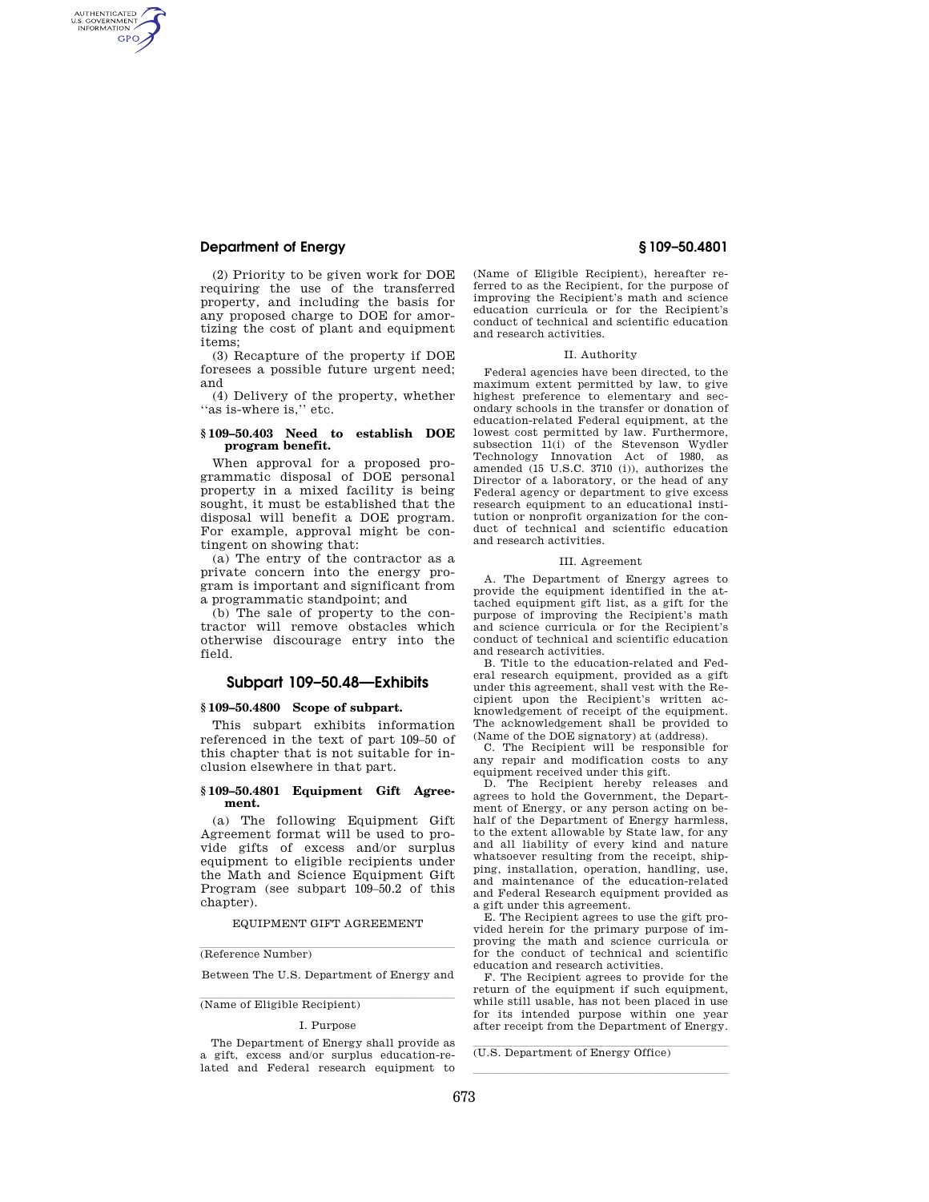(2) Priority to be given work for DOE requiring the use of the transferred property, and including the basis for any proposed charge to DOE for amortizing the cost of plant and equipment items;

(3) Recapture of the property if DOE foresees a possible future urgent need; and

(4) Delivery of the property, whether "as is-where is," etc.

#### § 109–50.403 Need to establish DOE program benefit.

When approval for a proposed programmatic disposal of DOE personal property in a mixed facility is being sought, it must be established that the disposal will benefit a DOE program. For example, approval might be contingent on showing that:

(a) The entry of the contractor as a private concern into the energy program is important and significant from a programmatic standpoint; and

(b) The sale of property to the contractor will remove obstacles which otherwise discourage entry into the field.

## Subpart 109–50.48—Exhibits

#### § 109–50.4800 Scope of subpart.

This subpart exhibits information referenced in the text of part 109–50 of this chapter that is not suitable for inclusion elsewhere in that part.

#### § 109–50.4801 Equipment Gift Agreement.

(a) The following Equipment Gift Agreement format will be used to provide gifts of excess and/or surplus equipment to eligible recipients under the Math and Science Equipment Gift Program (see subpart 109–50.2 of this chapter).

EQUIPMENT GIFT AGREEMENT

\_\_\_\_\_\_\_\_\_\_\_\_\_\_\_\_\_\_\_\_\_\_\_\_\_\_\_\_\_\_\_\_\_\_\_\_\_\_\_\_

(Reference Number)

Between The U.S. Department of Energy and

\_\_\_\_\_\_\_\_\_\_\_\_\_\_\_\_\_\_\_\_\_\_\_\_\_\_\_\_\_\_\_\_\_\_\_\_\_\_\_\_

(Name of Eligible Recipient)

I. Purpose

The Department of Energy shall provide as a gift, excess and/or surplus education-related and Federal research equipment to (Name of Eligible Recipient), hereafter referred to as the Recipient, for the purpose of improving the Recipient's math and science education curricula or for the Recipient's conduct of technical and scientific education and research activities.

II. Authority

Federal agencies have been directed, to the maximum extent permitted by law, to give highest preference to elementary and secondary schools in the transfer or donation of education-related Federal equipment, at the lowest cost permitted by law. Furthermore, subsection 11(i) of the Stevenson Wydler Technology Innovation Act of 1980, as amended (15 U.S.C. 3710 (i)), authorizes the Director of a laboratory, or the head of any Federal agency or department to give excess research equipment to an educational institution or nonprofit organization for the conduct of technical and scientific education and research activities.

III. Agreement

A. The Department of Energy agrees to provide the equipment identified in the attached equipment gift list, as a gift for the purpose of improving the Recipient's math and science curricula or for the Recipient's conduct of technical and scientific education and research activities.

B. Title to the education-related and Federal research equipment, provided as a gift under this agreement, shall vest with the Recipient upon the Recipient's written acknowledgement of receipt of the equipment. The acknowledgement shall be provided to (Name of the DOE signatory) at (address).

C. The Recipient will be responsible for any repair and modification costs to any equipment received under this gift.

D. The Recipient hereby releases and agrees to hold the Government, the Department of Energy, or any person acting on behalf of the Department of Energy harmless, to the extent allowable by State law, for any and all liability of every kind and nature whatsoever resulting from the receipt, shipping, installation, operation, handling, use, and maintenance of the education-related and Federal Research equipment provided as a gift under this agreement.

E. The Recipient agrees to use the gift provided herein for the primary purpose of improving the math and science curricula or for the conduct of technical and scientific education and research activities.

F. The Recipient agrees to provide for the return of the equipment if such equipment, while still usable, has not been placed in use for its intended purpose within one year after receipt from the Department of Energy.

\_\_\_\_\_\_\_\_\_\_\_\_\_\_\_\_\_\_\_\_\_\_\_\_\_\_\_\_\_\_\_\_\_\_\_\_\_\_\_\_

(U.S. Department of Energy Office)

\_\_\_\_\_\_\_\_\_\_\_\_\_\_\_\_\_\_\_\_\_\_\_\_\_\_\_\_\_\_\_\_\_\_\_\_\_\_\_\_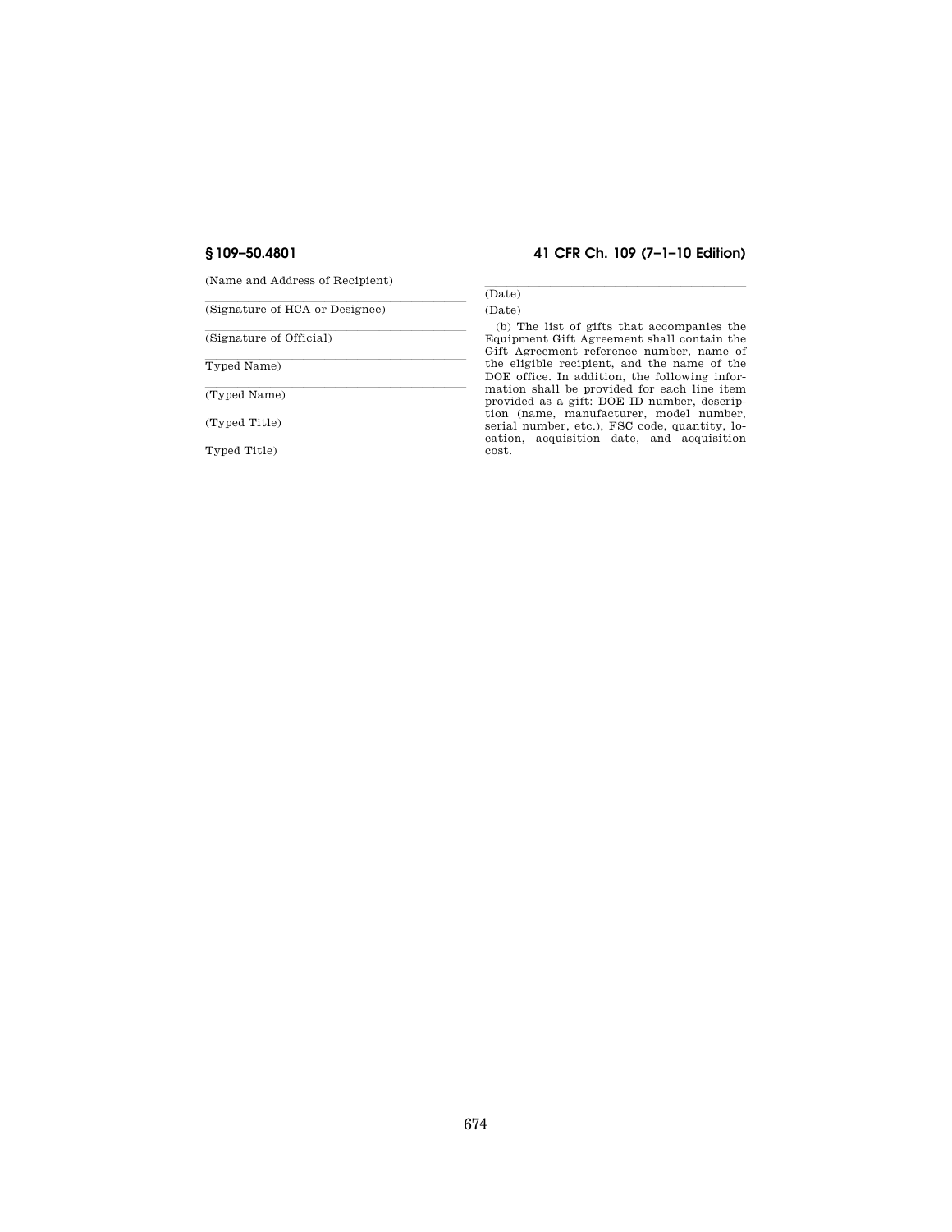(Name and Address of Recipient)

\_\_\_\_\_\_\_\_\_\_\_\_\_\_\_\_\_\_\_\_\_\_\_\_\_\_\_\_\_\_\_\_\_\_\_\_\_\_

(Signature of HCA or Designee)

\_\_\_\_\_\_\_\_\_\_\_\_\_\_\_\_\_\_\_\_\_\_\_\_\_\_\_\_\_\_\_\_\_\_\_\_\_\_

(Signature of Official)

\_\_\_\_\_\_\_\_\_\_\_\_\_\_\_\_\_\_\_\_\_\_\_\_\_\_\_\_\_\_\_\_\_\_\_\_\_\_

Typed Name)

\_\_\_\_\_\_\_\_\_\_\_\_\_\_\_\_\_\_\_\_\_\_\_\_\_\_\_\_\_\_\_\_\_\_\_\_\_\_

(Typed Name)

\_\_\_\_\_\_\_\_\_\_\_\_\_\_\_\_\_\_\_\_\_\_\_\_\_\_\_\_\_\_\_\_\_\_\_\_\_\_

(Typed Title)

\_\_\_\_\_\_\_\_\_\_\_\_\_\_\_\_\_\_\_\_\_\_\_\_\_\_\_\_\_\_\_\_\_\_\_\_\_\_

Typed Title)

\_\_\_\_\_\_\_\_\_\_\_\_\_\_\_\_\_\_\_\_\_\_\_\_\_\_\_\_\_\_\_\_\_\_\_\_\_\_

(Date)

(Date)

(b) The list of gifts that accompanies the Equipment Gift Agreement shall contain the Gift Agreement reference number, name of the eligible recipient, and the name of the DOE office. In addition, the following information shall be provided for each line item provided as a gift: DOE ID number, description (name, manufacturer, model number, serial number, etc.), FSC code, quantity, location, acquisition date, and acquisition cost.